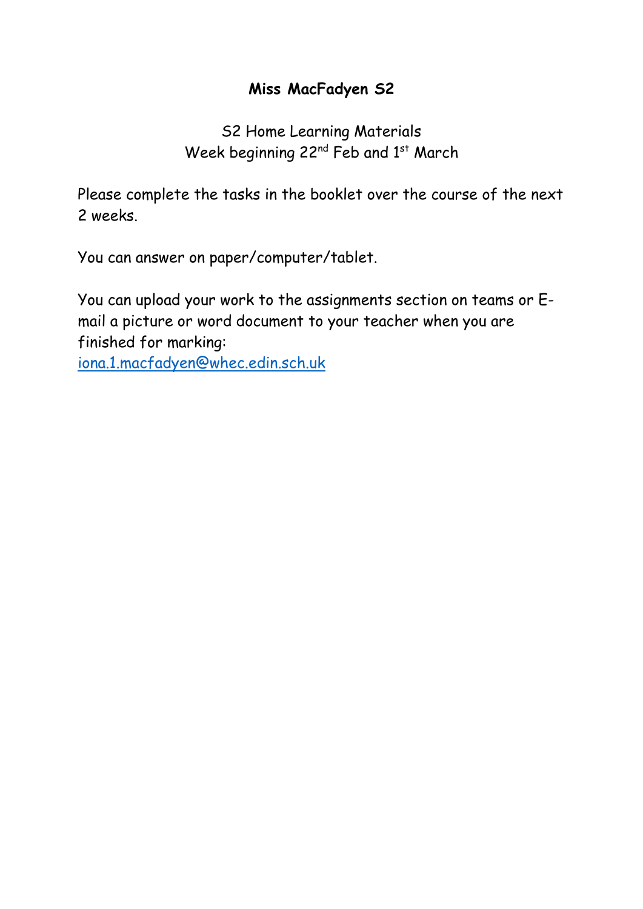**Miss MacFadyen S2**

S2 Home Learning Materials
Week beginning 22nd Feb and 1st March

Please complete the tasks in the booklet over the course of the next 2 weeks.

You can answer on paper/computer/tablet.

You can upload your work to the assignments section on teams or E-mail a picture or word document to your teacher when you are finished for marking:
iona.1.macfadyen@whec.edin.sch.uk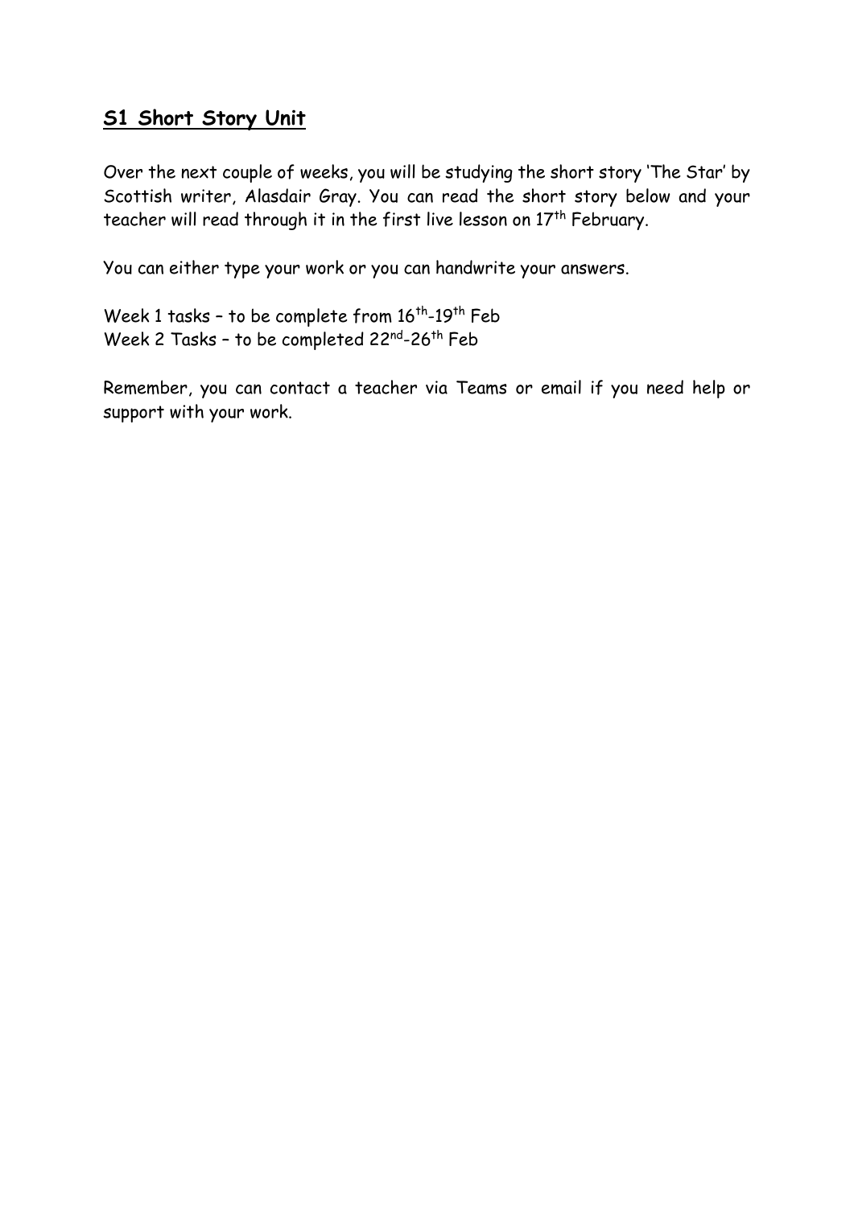## S1 Short Story Unit

Over the next couple of weeks, you will be studying the short story 'The Star' by Scottish writer, Alasdair Gray. You can read the short story below and your teacher will read through it in the first live lesson on 17th February.

You can either type your work or you can handwrite your answers.

Week 1 tasks – to be complete from 16th-19th Feb
Week 2 Tasks – to be completed 22nd-26th Feb

Remember, you can contact a teacher via Teams or email if you need help or support with your work.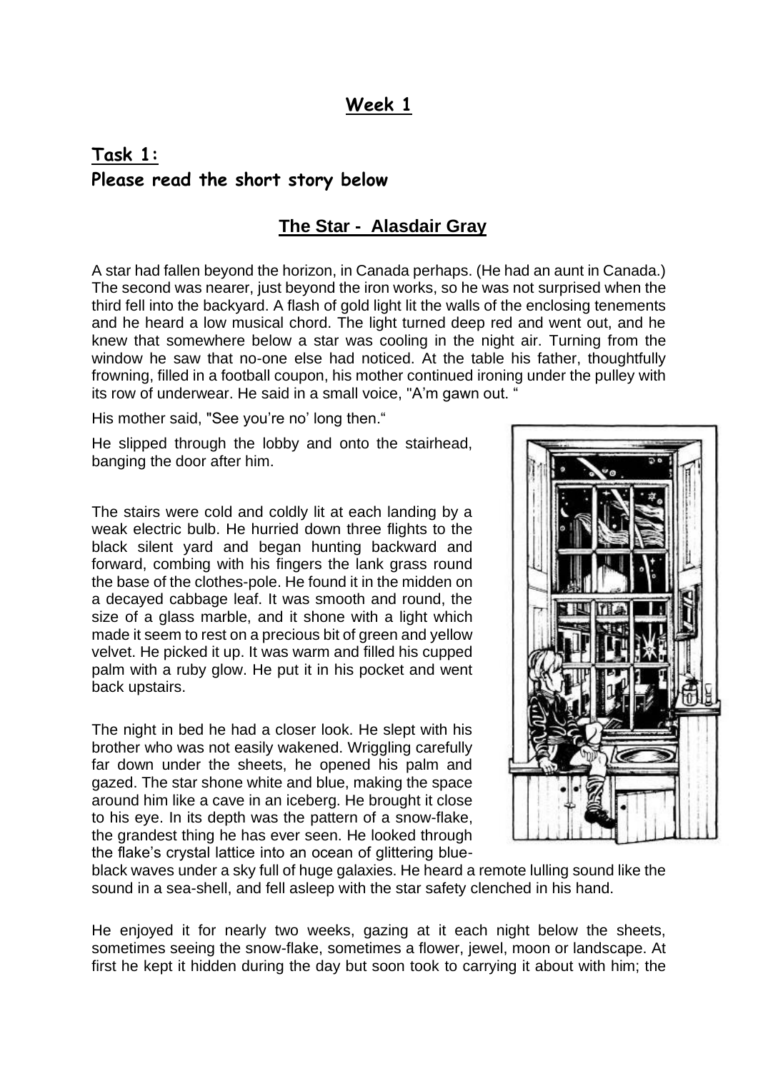## Week 1

## Task 1:
## Please read the short story below

### The Star - Alasdair Gray

A star had fallen beyond the horizon, in Canada perhaps. (He had an aunt in Canada.) The second was nearer, just beyond the iron works, so he was not surprised when the third fell into the backyard. A flash of gold light lit the walls of the enclosing tenements and he heard a low musical chord. The light turned deep red and went out, and he knew that somewhere below a star was cooling in the night air. Turning from the window he saw that no-one else had noticed. At the table his father, thoughtfully frowning, filled in a football coupon, his mother continued ironing under the pulley with its row of underwear. He said in a small voice, "A'm gawn out. "

His mother said, "See you're no' long then."

He slipped through the lobby and onto the stairhead, banging the door after him.

The stairs were cold and coldly lit at each landing by a weak electric bulb. He hurried down three flights to the black silent yard and began hunting backward and forward, combing with his fingers the lank grass round the base of the clothes-pole. He found it in the midden on a decayed cabbage leaf. It was smooth and round, the size of a glass marble, and it shone with a light which made it seem to rest on a precious bit of green and yellow velvet. He picked it up. It was warm and filled his cupped palm with a ruby glow. He put it in his pocket and went back upstairs.

The night in bed he had a closer look. He slept with his brother who was not easily wakened. Wriggling carefully far down under the sheets, he opened his palm and gazed. The star shone white and blue, making the space around him like a cave in an iceberg. He brought it close to his eye. In its depth was the pattern of a snow-flake, the grandest thing he has ever seen. He looked through the flake's crystal lattice into an ocean of glittering blue-black waves under a sky full of huge galaxies. He heard a remote lulling sound like the sound in a sea-shell, and fell asleep with the star safety clenched in his hand.

He enjoyed it for nearly two weeks, gazing at it each night below the sheets, sometimes seeing the snow-flake, sometimes a flower, jewel, moon or landscape. At first he kept it hidden during the day but soon took to carrying it about with him; the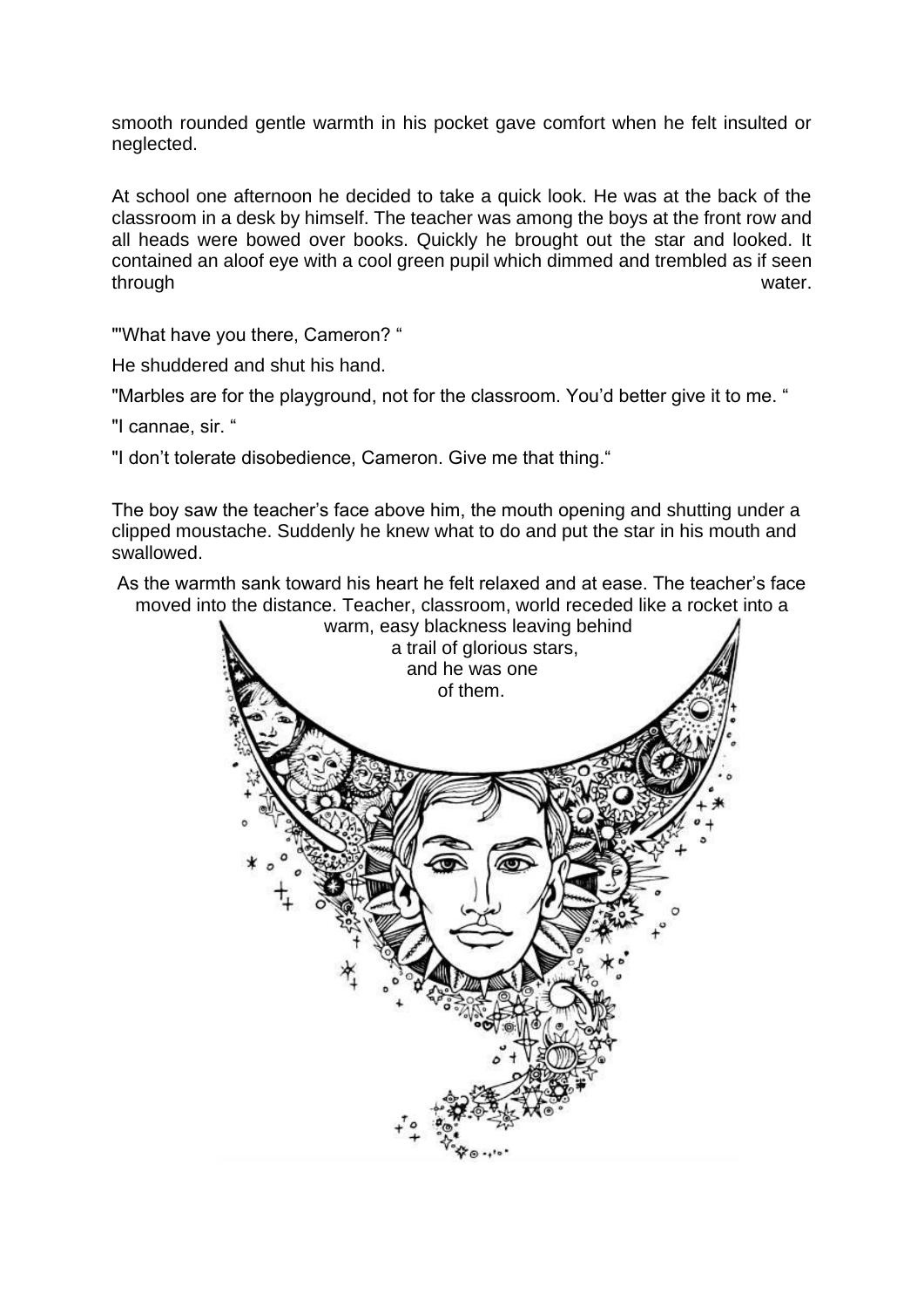smooth rounded gentle warmth in his pocket gave comfort when he felt insulted or neglected.

At school one afternoon he decided to take a quick look. He was at the back of the classroom in a desk by himself. The teacher was among the boys at the front row and all heads were bowed over books. Quickly he brought out the star and looked. It contained an aloof eye with a cool green pupil which dimmed and trembled as if seen through water.

"'What have you there, Cameron? "

He shuddered and shut his hand.

"Marbles are for the playground, not for the classroom. You'd better give it to me. "

"I cannae, sir. "

"I don't tolerate disobedience, Cameron. Give me that thing."

The boy saw the teacher's face above him, the mouth opening and shutting under a clipped moustache. Suddenly he knew what to do and put the star in his mouth and swallowed.

As the warmth sank toward his heart he felt relaxed and at ease. The teacher's face moved into the distance. Teacher, classroom, world receded like a rocket into a warm, easy blackness leaving behind a trail of glorious stars, and he was one of them.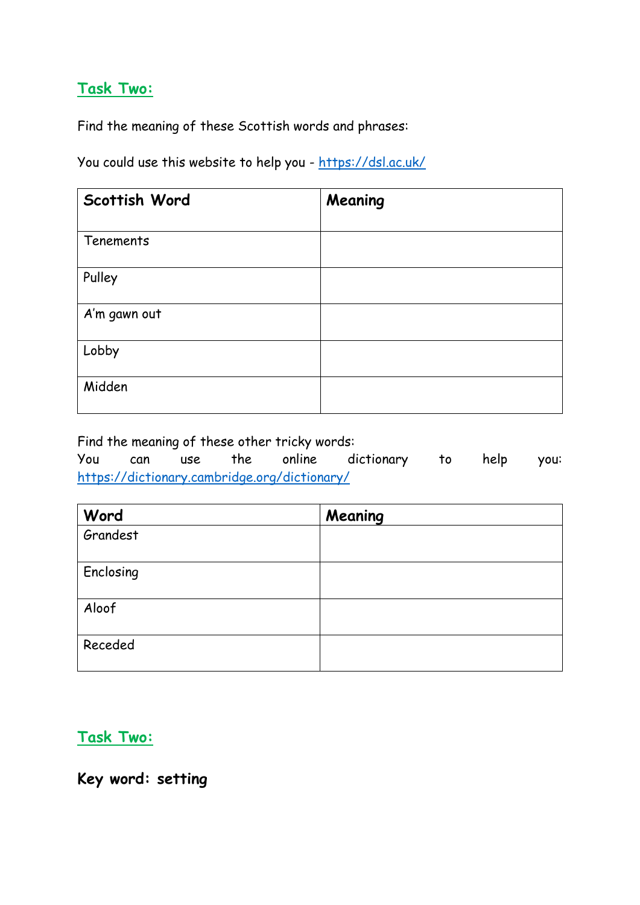## Task Two:

Find the meaning of these Scottish words and phrases:

You could use this website to help you - https://dsl.ac.uk/

| Scottish Word | Meaning |
| --- | --- |
| Tenements | |
| Pulley | |
| A'm gawn out | |
| Lobby | |
| Midden | |

Find the meaning of these other tricky words:
You can use the online dictionary to help you: https://dictionary.cambridge.org/dictionary/

| Word | Meaning |
| --- | --- |
| Grandest | |
| Enclosing | |
| Aloof | |
| Receded | |

## Task Two:

**Key word: setting**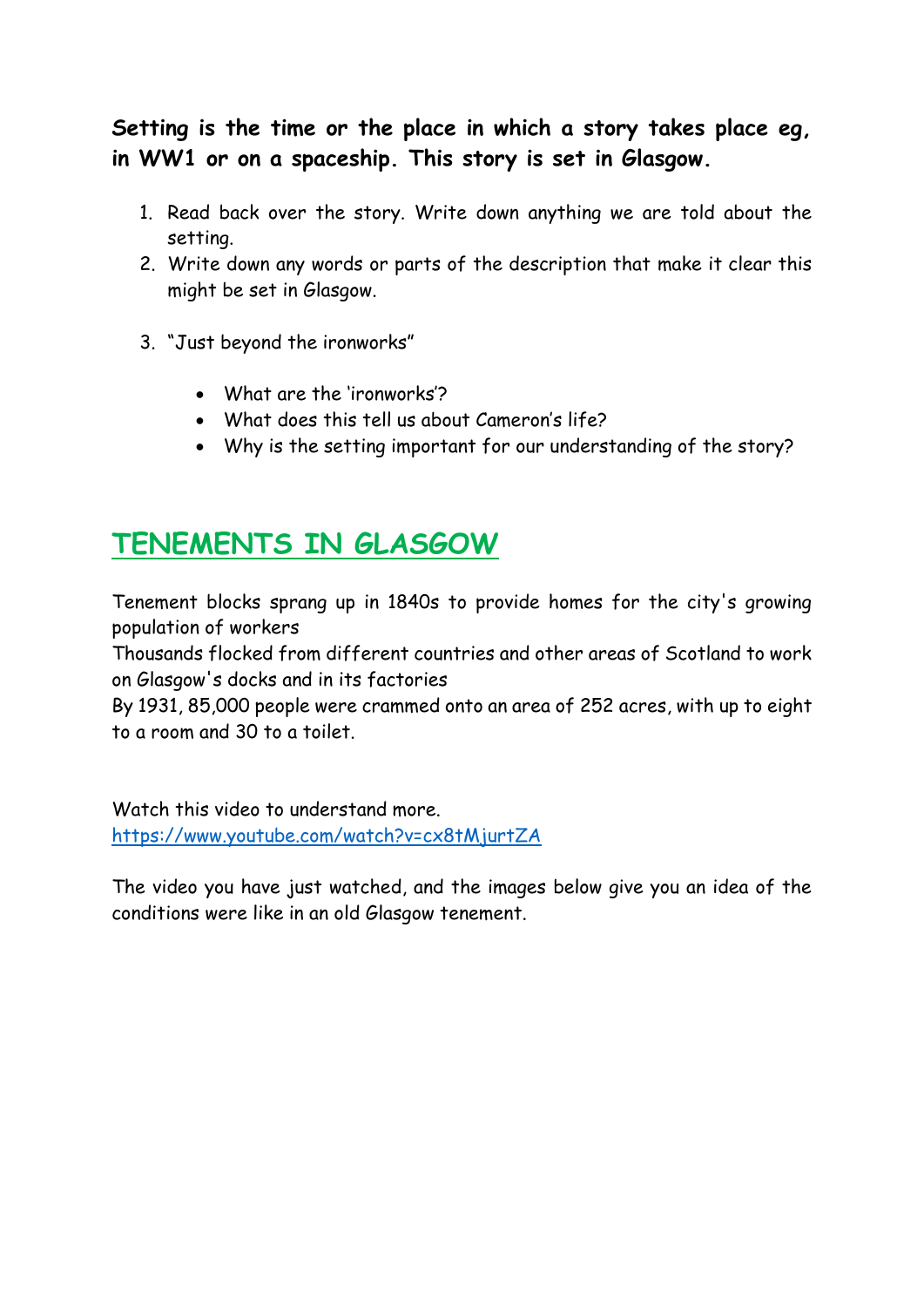**Setting is the time or the place in which a story takes place eg, in WW1 or on a spaceship. This story is set in Glasgow.**

1. Read back over the story. Write down anything we are told about the setting.
2. Write down any words or parts of the description that make it clear this might be set in Glasgow.
3. "Just beyond the ironworks"
   - What are the 'ironworks'?
   - What does this tell us about Cameron's life?
   - Why is the setting important for our understanding of the story?

## TENEMENTS IN GLASGOW

Tenement blocks sprang up in 1840s to provide homes for the city's growing population of workers

Thousands flocked from different countries and other areas of Scotland to work on Glasgow's docks and in its factories

By 1931, 85,000 people were crammed onto an area of 252 acres, with up to eight to a room and 30 to a toilet.

Watch this video to understand more.
https://www.youtube.com/watch?v=cx8tMjurtZA

The video you have just watched, and the images below give you an idea of the conditions were like in an old Glasgow tenement.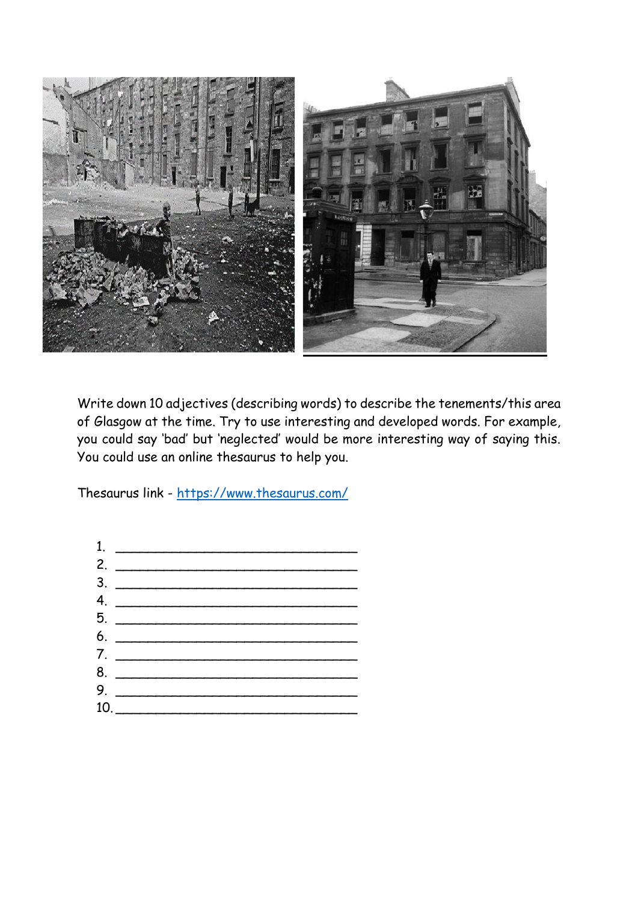Write down 10 adjectives (describing words) to describe the tenements/this area of Glasgow at the time. Try to use interesting and developed words. For example, you could say 'bad' but 'neglected' would be more interesting way of saying this. You could use an online thesaurus to help you.

Thesaurus link - [https://www.thesaurus.com/](https://www.thesaurus.com/)

1. ______________________________
2. ______________________________
3. ______________________________
4. ______________________________
5. ______________________________
6. ______________________________
7. ______________________________
8. ______________________________
9. ______________________________
10. ______________________________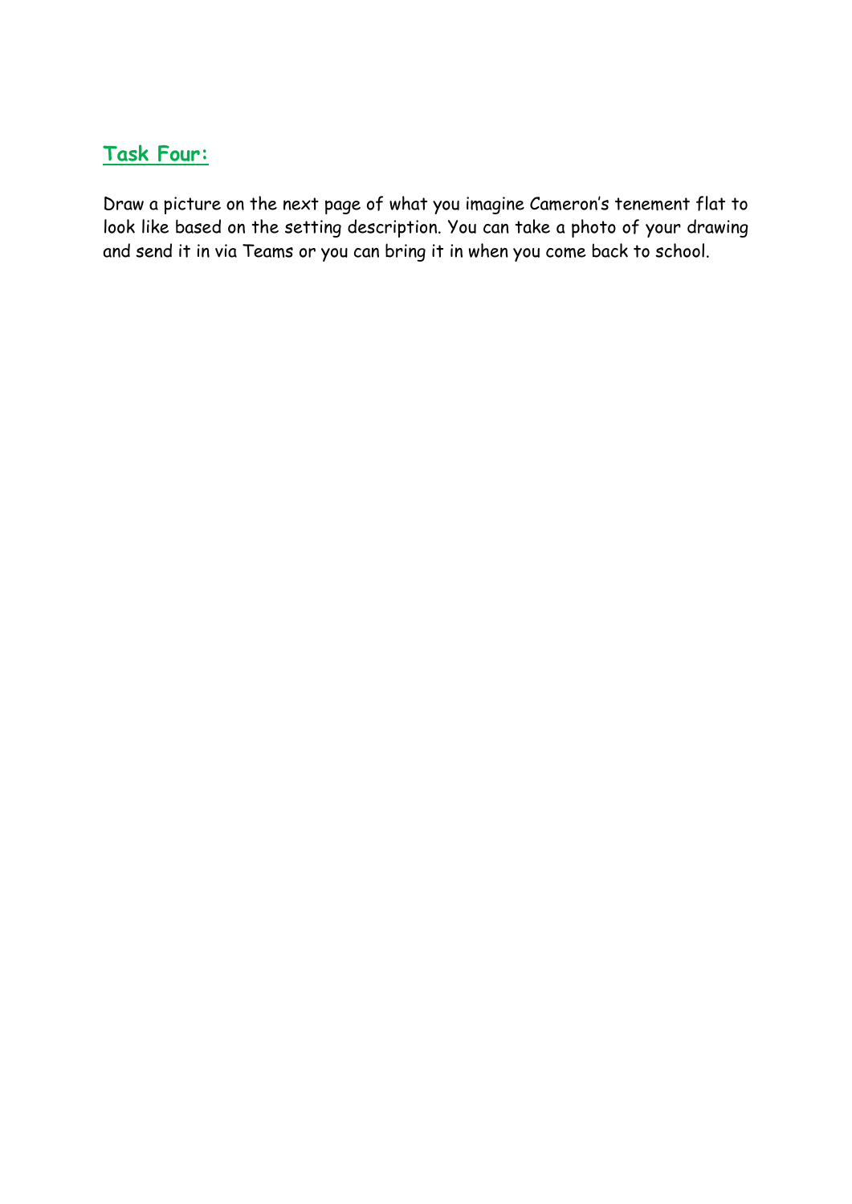## Task Four:

Draw a picture on the next page of what you imagine Cameron's tenement flat to look like based on the setting description. You can take a photo of your drawing and send it in via Teams or you can bring it in when you come back to school.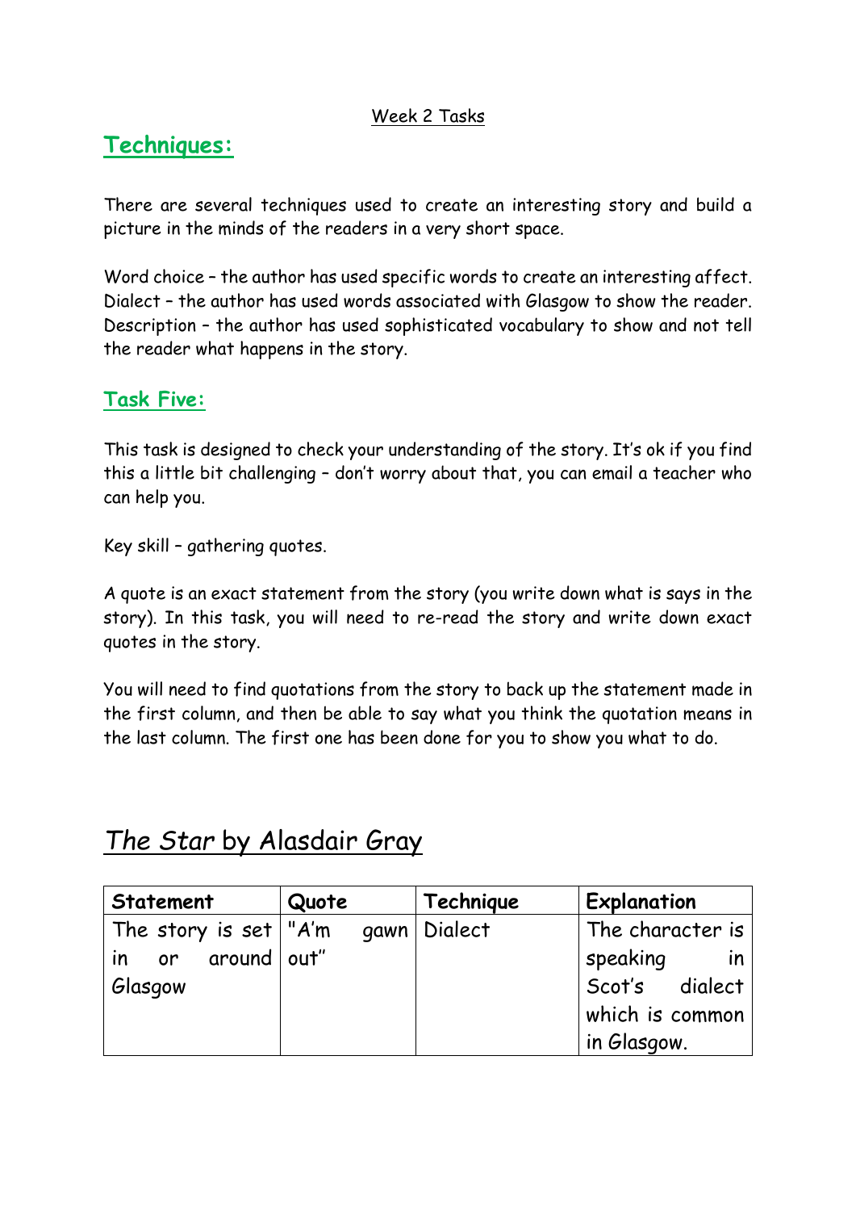Week 2 Tasks

## Techniques:

There are several techniques used to create an interesting story and build a picture in the minds of the readers in a very short space.

Word choice – the author has used specific words to create an interesting affect.
Dialect – the author has used words associated with Glasgow to show the reader.
Description – the author has used sophisticated vocabulary to show and not tell the reader what happens in the story.

## Task Five:

This task is designed to check your understanding of the story. It's ok if you find this a little bit challenging – don't worry about that, you can email a teacher who can help you.

Key skill – gathering quotes.

A quote is an exact statement from the story (you write down what is says in the story). In this task, you will need to re-read the story and write down exact quotes in the story.

You will need to find quotations from the story to back up the statement made in the first column, and then be able to say what you think the quotation means in the last column. The first one has been done for you to show you what to do.

# *The Star* by Alasdair Gray

| Statement | Quote | Technique | Explanation |
|---|---|---|---|
| The story is set in or around Glasgow | "A'm gawn out" | Dialect | The character is speaking in Scot's dialect which is common in Glasgow. |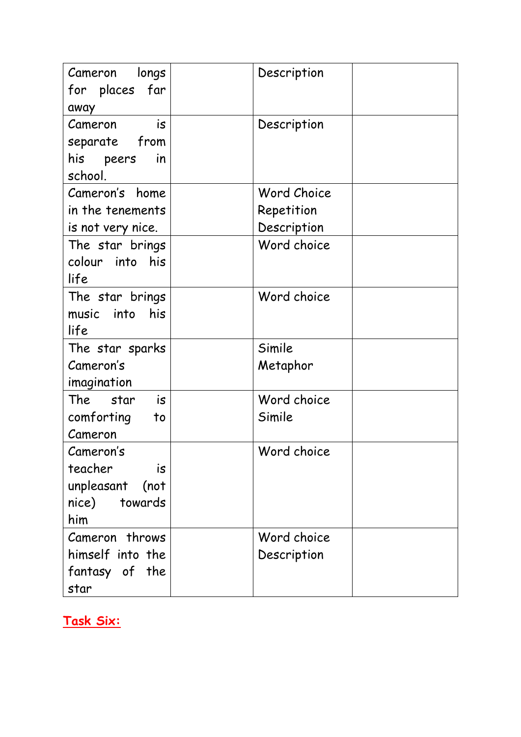| | | | |
|---|---|---|---|
| Cameron longs for places far away | | Description | |
| Cameron is separate from his peers in school. | | Description | |
| Cameron's home in the tenements is not very nice. | | Word Choice<br>Repetition<br>Description | |
| The star brings colour into his life | | Word choice | |
| The star brings music into his life | | Word choice | |
| The star sparks Cameron's imagination | | Simile<br>Metaphor | |
| The star is comforting to Cameron | | Word choice<br>Simile | |
| Cameron's teacher is unpleasant (not nice) towards him | | Word choice | |
| Cameron throws himself into the fantasy of the star | | Word choice<br>Description | |

**Task Six:**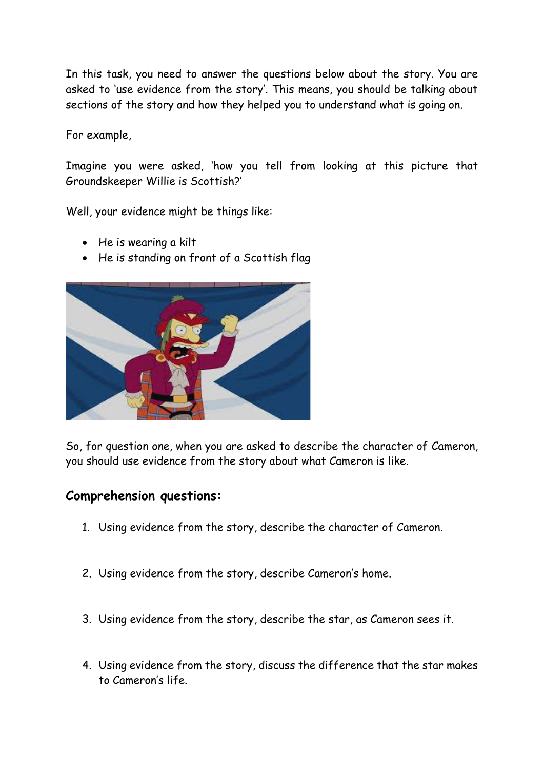In this task, you need to answer the questions below about the story. You are asked to 'use evidence from the story'. This means, you should be talking about sections of the story and how they helped you to understand what is going on.

For example,

Imagine you were asked, 'how you tell from looking at this picture that Groundskeeper Willie is Scottish?'

Well, your evidence might be things like:

- He is wearing a kilt
- He is standing on front of a Scottish flag

So, for question one, when you are asked to describe the character of Cameron, you should use evidence from the story about what Cameron is like.

## Comprehension questions:

1. Using evidence from the story, describe the character of Cameron.

2. Using evidence from the story, describe Cameron's home.

3. Using evidence from the story, describe the star, as Cameron sees it.

4. Using evidence from the story, discuss the difference that the star makes to Cameron's life.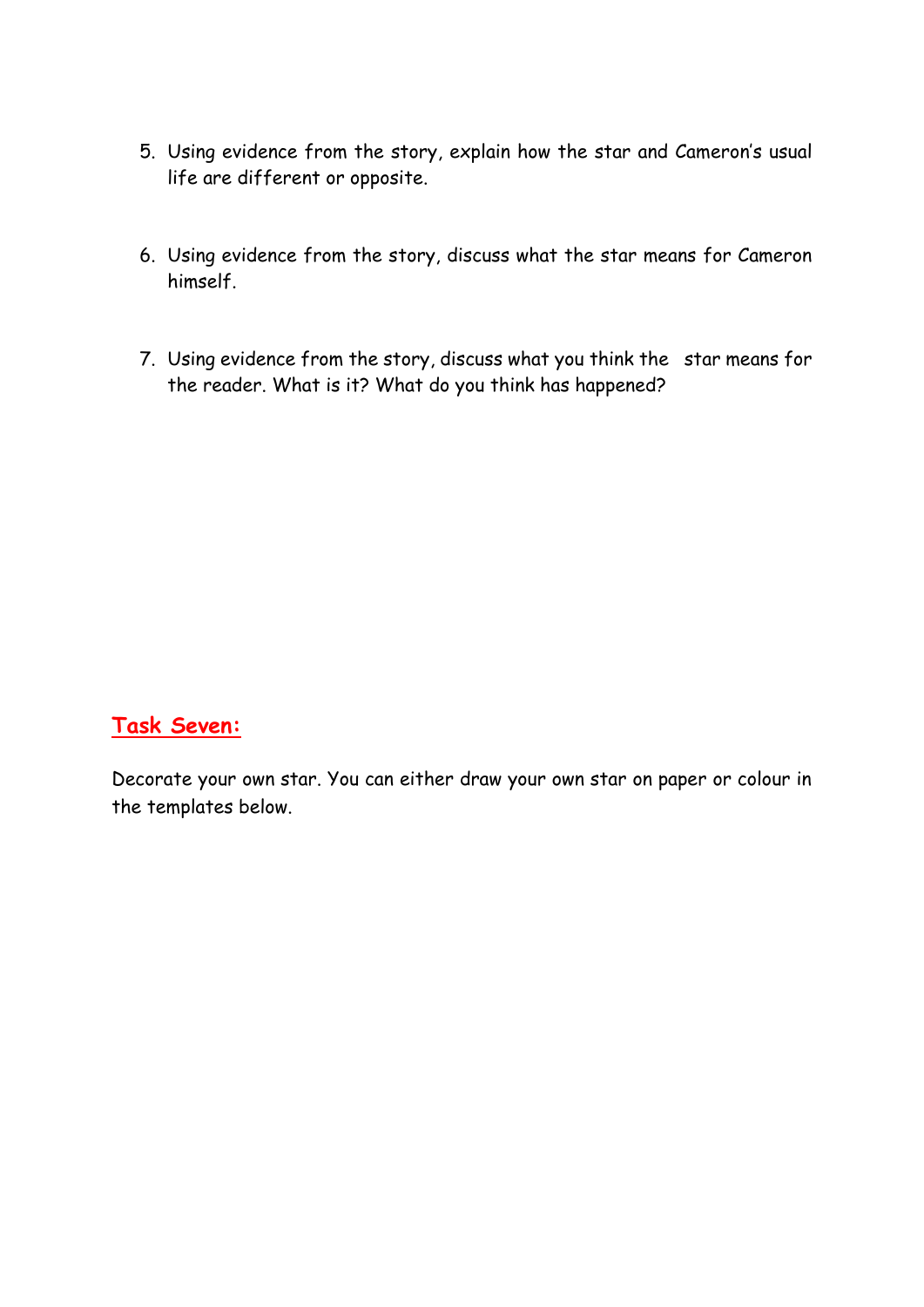5. Using evidence from the story, explain how the star and Cameron's usual life are different or opposite.

6. Using evidence from the story, discuss what the star means for Cameron himself.

7. Using evidence from the story, discuss what you think the star means for the reader. What is it? What do you think has happened?

## Task Seven:

Decorate your own star. You can either draw your own star on paper or colour in the templates below.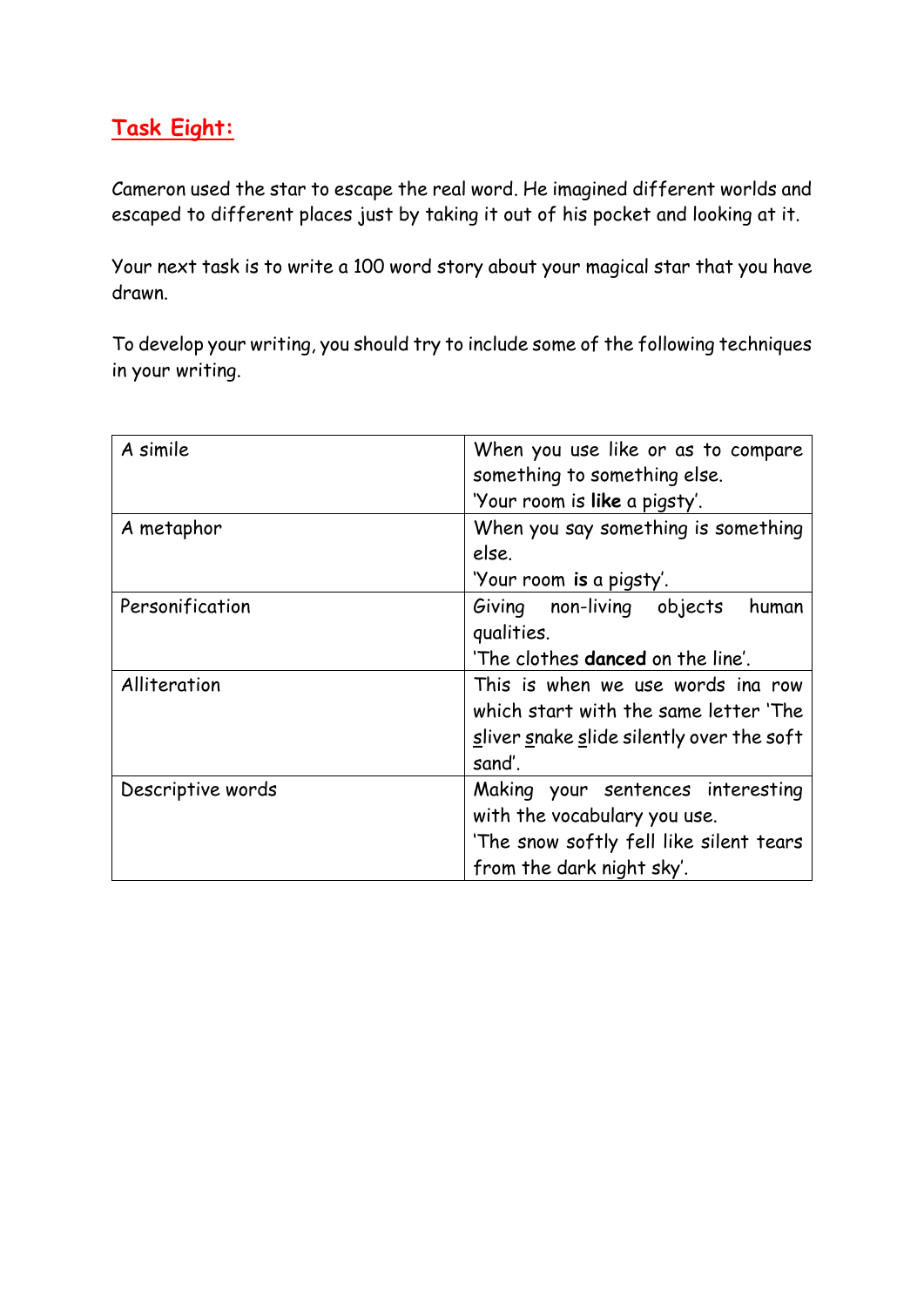## Task Eight:

Cameron used the star to escape the real word. He imagined different worlds and escaped to different places just by taking it out of his pocket and looking at it.

Your next task is to write a 100 word story about your magical star that you have drawn.

To develop your writing, you should try to include some of the following techniques in your writing.

| | |
|---|---|
| A simile | When you use like or as to compare something to something else. 'Your room is **like** a pigsty'. |
| A metaphor | When you say something is something else. 'Your room **is** a pigsty'. |
| Personification | Giving non-living objects human qualities. 'The clothes **danced** on the line'. |
| Alliteration | This is when we use words ina row which start with the same letter 'The sliver snake slide silently over the soft sand'. |
| Descriptive words | Making your sentences interesting with the vocabulary you use. 'The snow softly fell like silent tears from the dark night sky'. |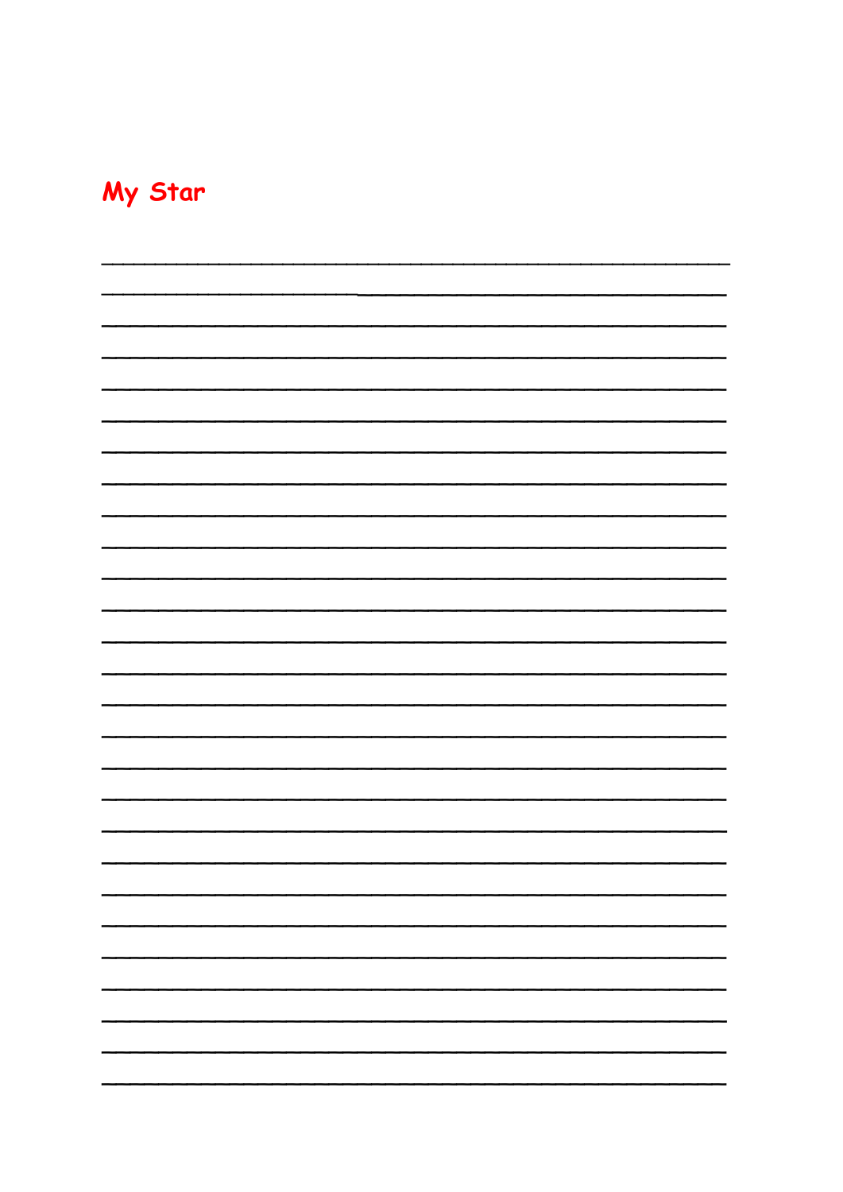# My Star